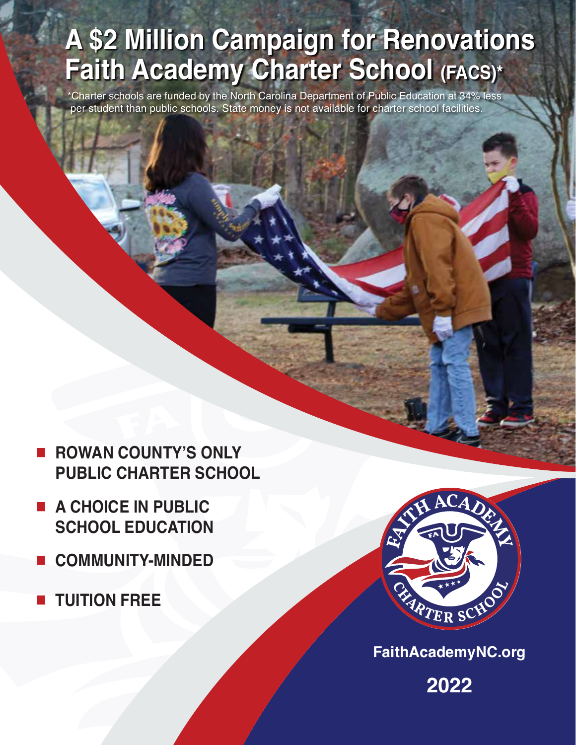# A $2 Million Campaign for Renovations Faith Academy Charter School (FACS)*

*Charter schools are funded by the North Carolina Department of Public Education at 34% less per student than public schools. State money is not available for charter school facilities.

- **ROWAN COUNTY'S ONLY PUBLIC CHARTER SCHOOL**
- **A CHOICE IN PUBLIC SCHOOL EDUCATION**
- **COMMUNITY-MINDED**
- **TUITION FREE**

FAITH ACADEMY CHARTER SCHOOL

**FaithAcademyNC.org**

**2022**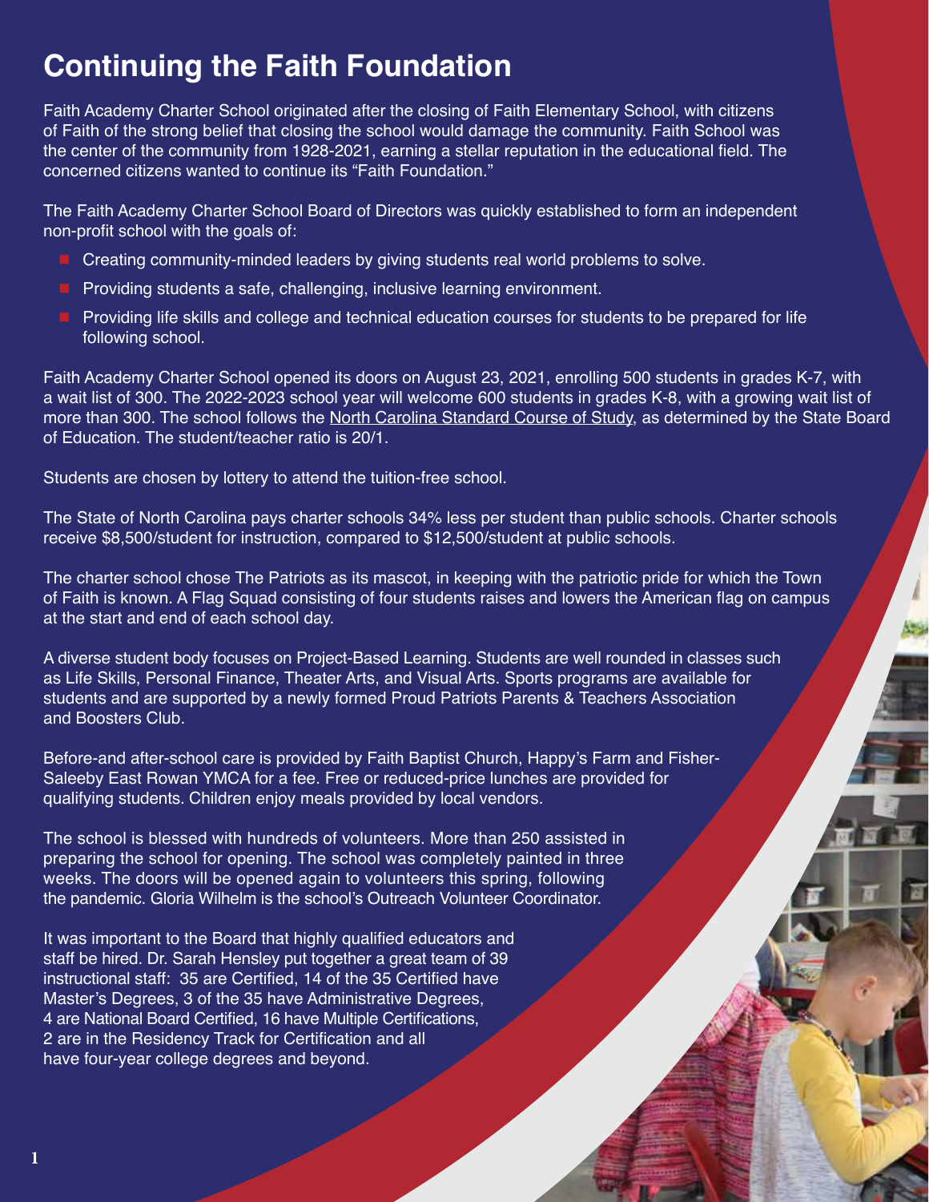# Continuing the Faith Foundation

Faith Academy Charter School originated after the closing of Faith Elementary School, with citizens of Faith of the strong belief that closing the school would damage the community. Faith School was the center of the community from 1928-2021, earning a stellar reputation in the educational field. The concerned citizens wanted to continue its "Faith Foundation."

The Faith Academy Charter School Board of Directors was quickly established to form an independent non-profit school with the goals of:

- Creating community-minded leaders by giving students real world problems to solve.
- Providing students a safe, challenging, inclusive learning environment.
- Providing life skills and college and technical education courses for students to be prepared for life following school.

Faith Academy Charter School opened its doors on August 23, 2021, enrolling 500 students in grades K-7, with a wait list of 300. The 2022-2023 school year will welcome 600 students in grades K-8, with a growing wait list of more than 300. The school follows the North Carolina Standard Course of Study, as determined by the State Board of Education. The student/teacher ratio is 20/1.

Students are chosen by lottery to attend the tuition-free school.

The State of North Carolina pays charter schools 34% less per student than public schools. Charter schools receive $8,500/student for instruction, compared to $12,500/student at public schools.

The charter school chose The Patriots as its mascot, in keeping with the patriotic pride for which the Town of Faith is known. A Flag Squad consisting of four students raises and lowers the American flag on campus at the start and end of each school day.

A diverse student body focuses on Project-Based Learning. Students are well rounded in classes such as Life Skills, Personal Finance, Theater Arts, and Visual Arts. Sports programs are available for students and are supported by a newly formed Proud Patriots Parents & Teachers Association and Boosters Club.

Before-and after-school care is provided by Faith Baptist Church, Happy's Farm and Fisher-Saleeby East Rowan YMCA for a fee. Free or reduced-price lunches are provided for qualifying students. Children enjoy meals provided by local vendors.

The school is blessed with hundreds of volunteers. More than 250 assisted in preparing the school for opening. The school was completely painted in three weeks. The doors will be opened again to volunteers this spring, following the pandemic. Gloria Wilhelm is the school's Outreach Volunteer Coordinator.

It was important to the Board that highly qualified educators and staff be hired. Dr. Sarah Hensley put together a great team of 39 instructional staff: 35 are Certified, 14 of the 35 Certified have Master's Degrees, 3 of the 35 have Administrative Degrees, 4 are National Board Certified, 16 have Multiple Certifications, 2 are in the Residency Track for Certification and all have four-year college degrees and beyond.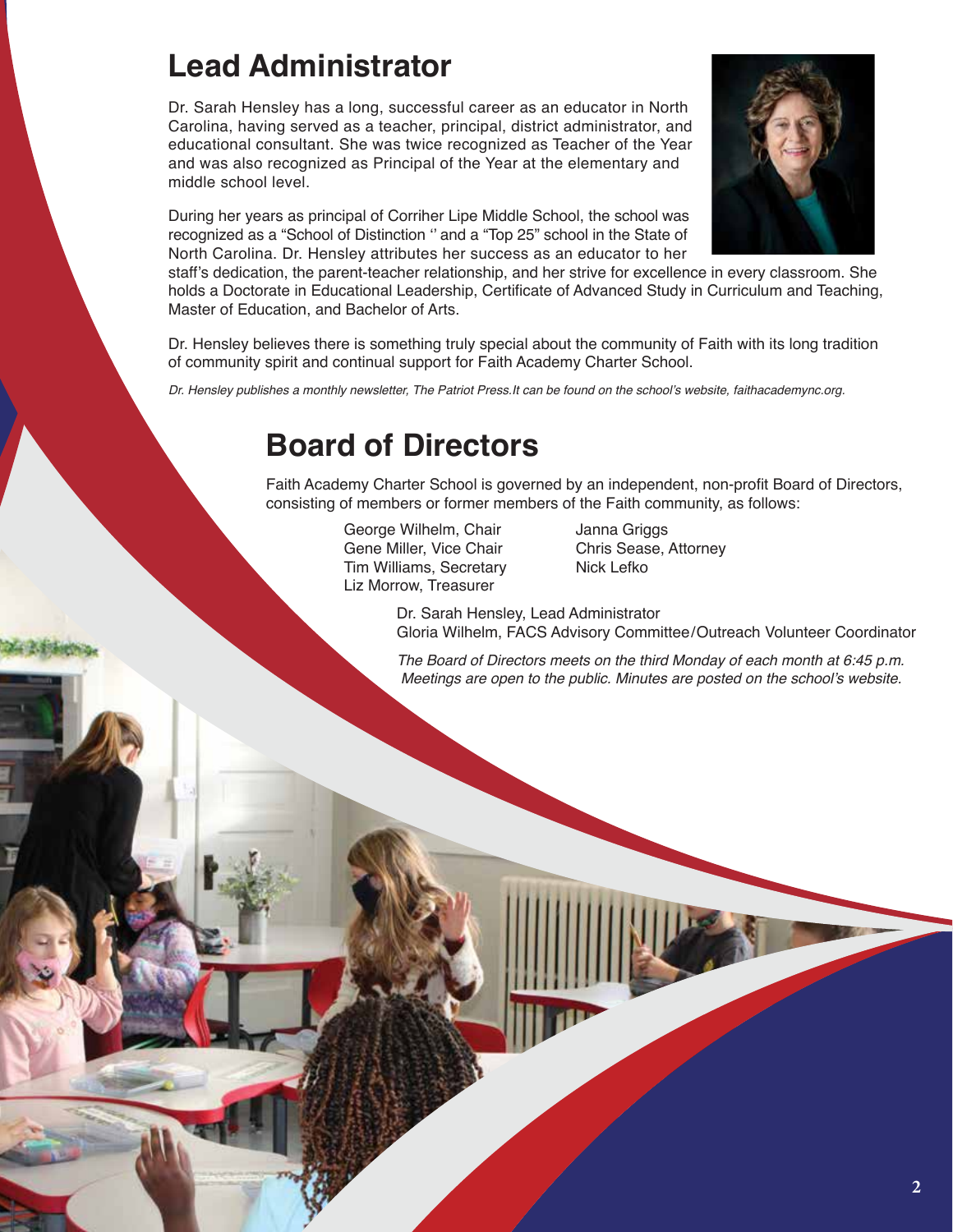# Lead Administrator

Dr. Sarah Hensley has a long, successful career as an educator in North Carolina, having served as a teacher, principal, district administrator, and educational consultant. She was twice recognized as Teacher of the Year and was also recognized as Principal of the Year at the elementary and middle school level.

During her years as principal of Corriher Lipe Middle School, the school was recognized as a "School of Distinction '' and a "Top 25" school in the State of North Carolina. Dr. Hensley attributes her success as an educator to her staff's dedication, the parent-teacher relationship, and her strive for excellence in every classroom. She holds a Doctorate in Educational Leadership, Certificate of Advanced Study in Curriculum and Teaching, Master of Education, and Bachelor of Arts.

Dr. Hensley believes there is something truly special about the community of Faith with its long tradition of community spirit and continual support for Faith Academy Charter School.

*Dr. Hensley publishes a monthly newsletter, The Patriot Press.It can be found on the school's website, faithacademync.org.*

# Board of Directors

Faith Academy Charter School is governed by an independent, non-profit Board of Directors, consisting of members or former members of the Faith community, as follows:

George Wilhelm, Chair
Gene Miller, Vice Chair
Tim Williams, Secretary
Liz Morrow, Treasurer
Janna Griggs
Chris Sease, Attorney
Nick Lefko

Dr. Sarah Hensley, Lead Administrator
Gloria Wilhelm, FACS Advisory Committee/Outreach Volunteer Coordinator

*The Board of Directors meets on the third Monday of each month at 6:45 p.m. Meetings are open to the public. Minutes are posted on the school's website.*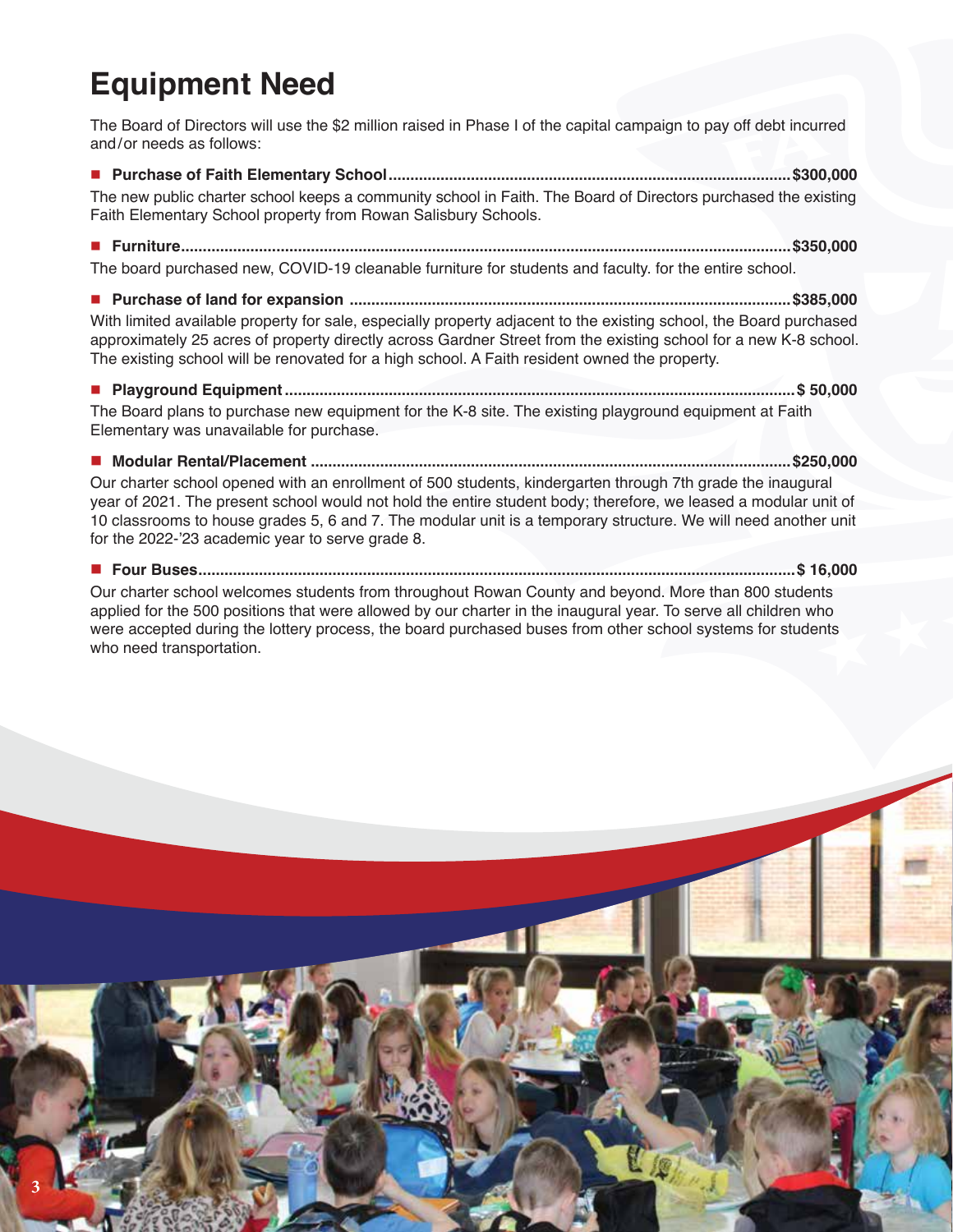# Equipment Need

The Board of Directors will use the $2 million raised in Phase I of the capital campaign to pay off debt incurred and/or needs as follows:

- **Purchase of Faith Elementary School............................................................................................$300,000**

The new public charter school keeps a community school in Faith. The Board of Directors purchased the existing Faith Elementary School property from Rowan Salisbury Schools.

- **Furniture..........................................................................................................................................$350,000**

The board purchased new, COVID-19 cleanable furniture for students and faculty. for the entire school.

- **Purchase of land for expansion .....................................................................................................$385,000**

With limited available property for sale, especially property adjacent to the existing school, the Board purchased approximately 25 acres of property directly across Gardner Street from the existing school for a new K-8 school. The existing school will be renovated for a high school. A Faith resident owned the property.

- **Playground Equipment...................................................................................................................$ 50,000**

The Board plans to purchase new equipment for the K-8 site. The existing playground equipment at Faith Elementary was unavailable for purchase.

- **Modular Rental/Placement .............................................................................................................$250,000**

Our charter school opened with an enrollment of 500 students, kindergarten through 7th grade the inaugural year of 2021. The present school would not hold the entire student body; therefore, we leased a modular unit of 10 classrooms to house grades 5, 6 and 7. The modular unit is a temporary structure. We will need another unit for the 2022-'23 academic year to serve grade 8.

- **Four Buses.......................................................................................................................................$ 16,000**

Our charter school welcomes students from throughout Rowan County and beyond. More than 800 students applied for the 500 positions that were allowed by our charter in the inaugural year. To serve all children who were accepted during the lottery process, the board purchased buses from other school systems for students who need transportation.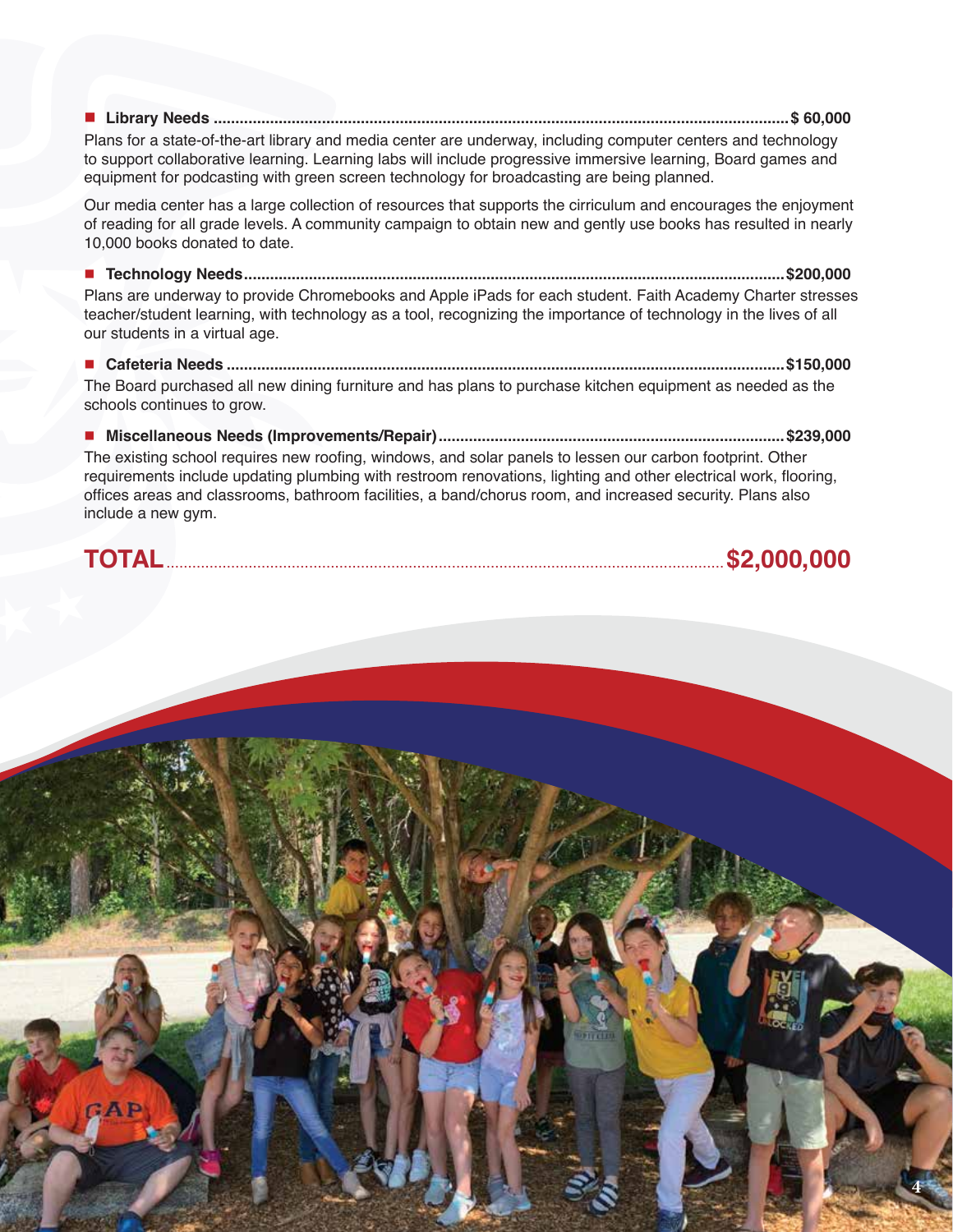- **Library Needs .................................................................................................................................... $ 60,000**

Plans for a state-of-the-art library and media center are underway, including computer centers and technology to support collaborative learning. Learning labs will include progressive immersive learning, Board games and equipment for podcasting with green screen technology for broadcasting are being planned.

Our media center has a large collection of resources that supports the cirriculum and encourages the enjoyment of reading for all grade levels. A community campaign to obtain new and gently use books has resulted in nearly 10,000 books donated to date.

- **Technology Needs........................................................................................................................... $200,000**

Plans are underway to provide Chromebooks and Apple iPads for each student. Faith Academy Charter stresses teacher/student learning, with technology as a tool, recognizing the importance of technology in the lives of all our students in a virtual age.

- **Cafeteria Needs ............................................................................................................................... $150,000**

The Board purchased all new dining furniture and has plans to purchase kitchen equipment as needed as the schools continues to grow.

- **Miscellaneous Needs (Improvements/Repair)............................................................................... $239,000**

The existing school requires new roofing, windows, and solar panels to lessen our carbon footprint. Other requirements include updating plumbing with restroom renovations, lighting and other electrical work, flooring, offices areas and classrooms, bathroom facilities, a band/chorus room, and increased security. Plans also include a new gym.

## TOTAL................................................................................................................................ $2,000,000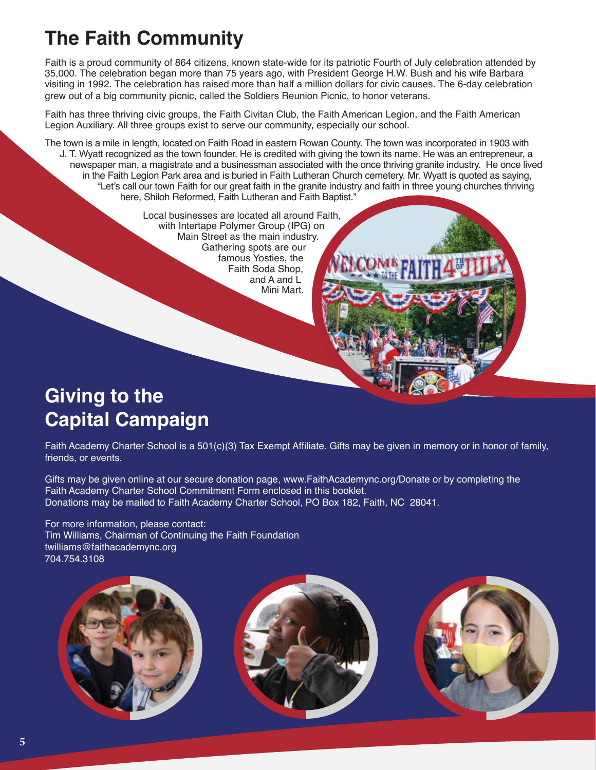# The Faith Community

Faith is a proud community of 864 citizens, known state-wide for its patriotic Fourth of July celebration attended by 35,000. The celebration began more than 75 years ago, with President George H.W. Bush and his wife Barbara visiting in 1992. The celebration has raised more than half a million dollars for civic causes. The 6-day celebration grew out of a big community picnic, called the Soldiers Reunion Picnic, to honor veterans.

Faith has three thriving civic groups, the Faith Civitan Club, the Faith American Legion, and the Faith American Legion Auxiliary. All three groups exist to serve our community, especially our school.

The town is a mile in length, located on Faith Road in eastern Rowan County. The town was incorporated in 1903 with J. T. Wyatt recognized as the town founder. He is credited with giving the town its name. He was an entrepreneur, a newspaper man, a magistrate and a businessman associated with the once thriving granite industry. He once lived in the Faith Legion Park area and is buried in Faith Lutheran Church cemetery. Mr. Wyatt is quoted as saying, "Let's call our town Faith for our great faith in the granite industry and faith in three young churches thriving here, Shiloh Reformed, Faith Lutheran and Faith Baptist."

Local businesses are located all around Faith, with Intertape Polymer Group (IPG) on Main Street as the main industry. Gathering spots are our famous Yosties, the Faith Soda Shop, and A and L Mini Mart.

# Giving to the Capital Campaign

Faith Academy Charter School is a 501(c)(3) Tax Exempt Affiliate. Gifts may be given in memory or in honor of family, friends, or events.

Gifts may be given online at our secure donation page, www.FaithAcademync.org/Donate or by completing the Faith Academy Charter School Commitment Form enclosed in this booklet.
Donations may be mailed to Faith Academy Charter School, PO Box 182, Faith, NC 28041.

For more information, please contact:
Tim Williams, Chairman of Continuing the Faith Foundation
twilliams@faithacademync.org
704.754.3108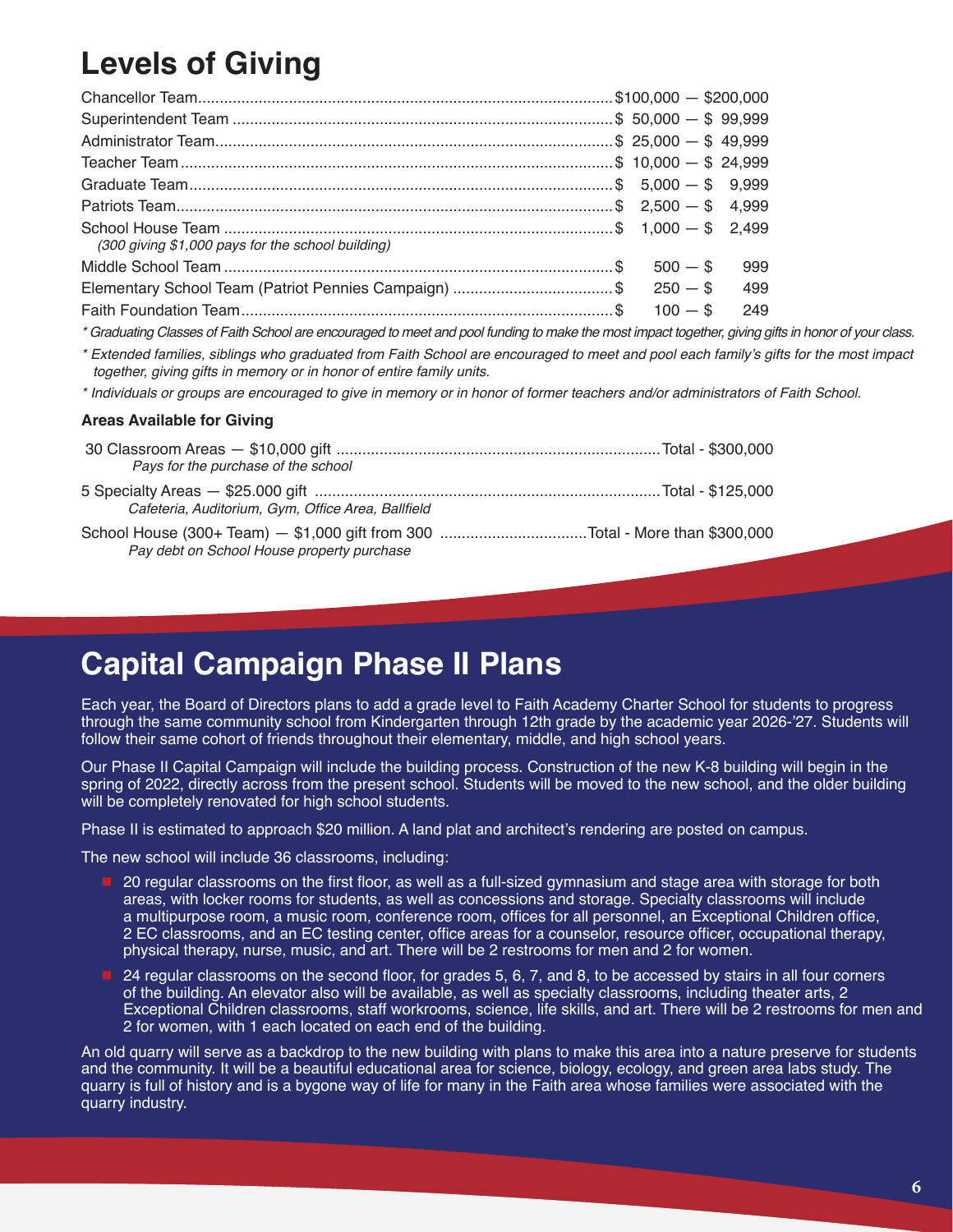# Levels of Giving

| Level | Amount |
|---|---|
| Chancellor Team | $100,000 — $200,000 |
| Superintendent Team | $ 50,000 — $ 99,999 |
| Administrator Team | $ 25,000 — $ 49,999 |
| Teacher Team | $ 10,000 — $ 24,999 |
| Graduate Team | $ 5,000 — $ 9,999 |
| Patriots Team | $ 2,500 — $ 4,999 |
| School House Team *(300 giving $1,000 pays for the school building)* | $ 1,000 — $ 2,499 |
| Middle School Team | $ 500 — $ 999 |
| Elementary School Team (Patriot Pennies Campaign) | $ 250 — $ 499 |
| Faith Foundation Team | $ 100 — $ 249 |

*\* Graduating Classes of Faith School are encouraged to meet and pool funding to make the most impact together, giving gifts in honor of your class.*

*\* Extended families, siblings who graduated from Faith School are encouraged to meet and pool each family's gifts for the most impact together, giving gifts in memory or in honor of entire family units.*

*\* Individuals or groups are encouraged to give in memory or in honor of former teachers and/or administrators of Faith School.*

**Areas Available for Giving**

| Area | Total |
|---|---|
| 30 Classroom Areas — $10,000 gift *Pays for the purchase of the school* | Total - $300,000 |
| 5 Specialty Areas — $25.000 gift *Cafeteria, Auditorium, Gym, Office Area, Ballfield* | Total - $125,000 |
| School House (300+ Team) — $1,000 gift from 300 *Pay debt on School House property purchase* | Total - More than $300,000 |

# Capital Campaign Phase II Plans

Each year, the Board of Directors plans to add a grade level to Faith Academy Charter School for students to progress through the same community school from Kindergarten through 12th grade by the academic year 2026-'27. Students will follow their same cohort of friends throughout their elementary, middle, and high school years.

Our Phase II Capital Campaign will include the building process. Construction of the new K-8 building will begin in the spring of 2022, directly across from the present school. Students will be moved to the new school, and the older building will be completely renovated for high school students.

Phase II is estimated to approach $20 million. A land plat and architect's rendering are posted on campus.

The new school will include 36 classrooms, including:

- 20 regular classrooms on the first floor, as well as a full-sized gymnasium and stage area with storage for both areas, with locker rooms for students, as well as concessions and storage. Specialty classrooms will include a multipurpose room, a music room, conference room, offices for all personnel, an Exceptional Children office, 2 EC classrooms, and an EC testing center, office areas for a counselor, resource officer, occupational therapy, physical therapy, nurse, music, and art. There will be 2 restrooms for men and 2 for women.
- 24 regular classrooms on the second floor, for grades 5, 6, 7, and 8, to be accessed by stairs in all four corners of the building. An elevator also will be available, as well as specialty classrooms, including theater arts, 2 Exceptional Children classrooms, staff workrooms, science, life skills, and art. There will be 2 restrooms for men and 2 for women, with 1 each located on each end of the building.

An old quarry will serve as a backdrop to the new building with plans to make this area into a nature preserve for students and the community. It will be a beautiful educational area for science, biology, ecology, and green area labs study. The quarry is full of history and is a bygone way of life for many in the Faith area whose families were associated with the quarry industry.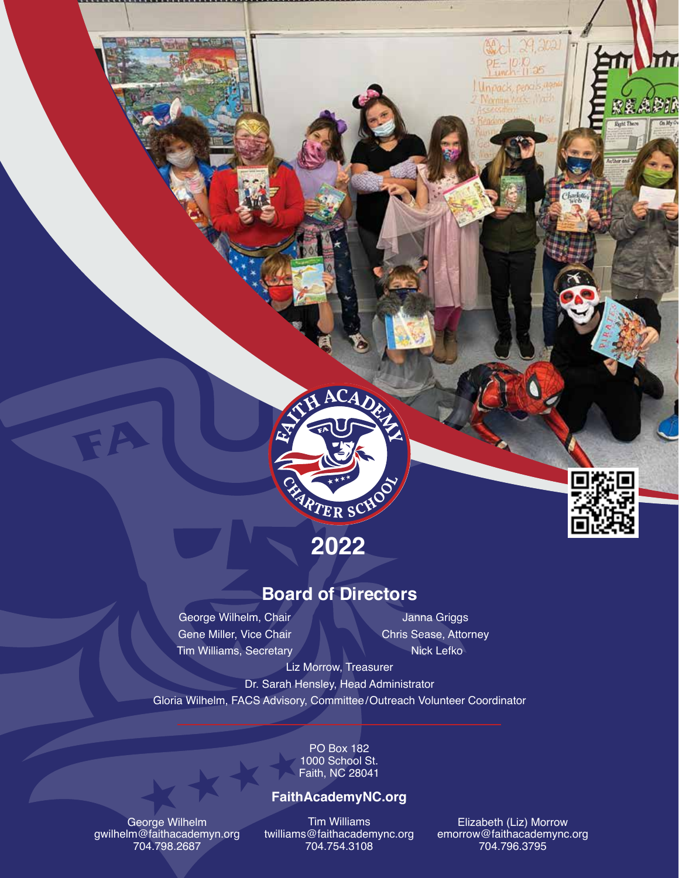# 2022

## Board of Directors

George Wilhelm, Chair
Gene Miller, Vice Chair
Tim Williams, Secretary
Janna Griggs
Chris Sease, Attorney
Nick Lefko
Liz Morrow, Treasurer
Dr. Sarah Hensley, Head Administrator
Gloria Wilhelm, FACS Advisory, Committee/Outreach Volunteer Coordinator

PO Box 182
1000 School St.
Faith, NC 28041

**FaithAcademyNC.org**

George Wilhelm
gwilhelm@faithacademyn.org
704.798.2687

Tim Williams
twilliams@faithacademync.org
704.754.3108

Elizabeth (Liz) Morrow
emorrow@faithacademync.org
704.796.3795